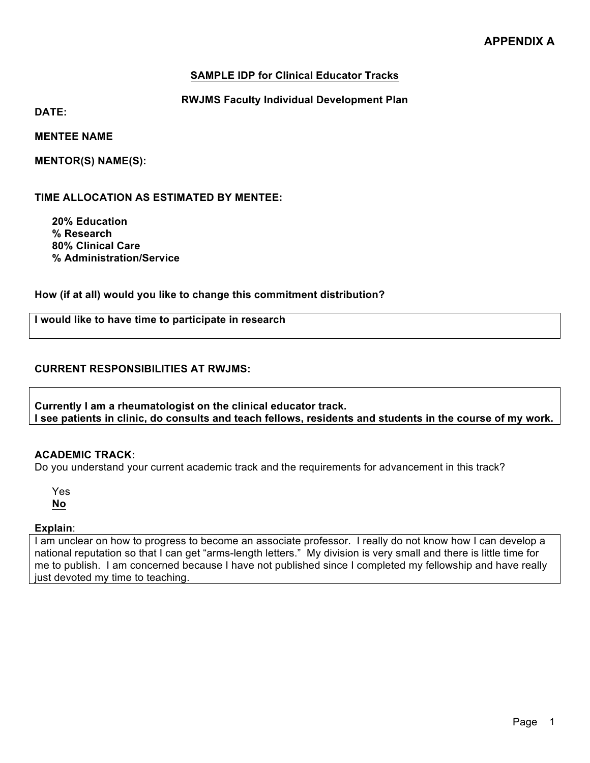**APPENDIX A**

## SAMPLE IDP for Clinical Educator Tracks

### RWJMS Faculty Individual Development Plan

**DATE:**

**MENTEE NAME**

**MENTOR(S) NAME(S):**

**TIME ALLOCATION AS ESTIMATED BY MENTEE:**

**20% Education**
**% Research**
**80% Clinical Care**
**% Administration/Service**

**How (if at all) would you like to change this commitment distribution?**

**I would like to have time to participate in research**

**CURRENT RESPONSIBILITIES AT RWJMS:**

**Currently I am a rheumatologist on the clinical educator track.**
**I see patients in clinic, do consults and teach fellows, residents and students in the course of my work.**

**ACADEMIC TRACK:**
Do you understand your current academic track and the requirements for advancement in this track?

Yes
**No**

**Explain**:
I am unclear on how to progress to become an associate professor. I really do not know how I can develop a national reputation so that I can get "arms-length letters." My division is very small and there is little time for me to publish. I am concerned because I have not published since I completed my fellowship and have really just devoted my time to teaching.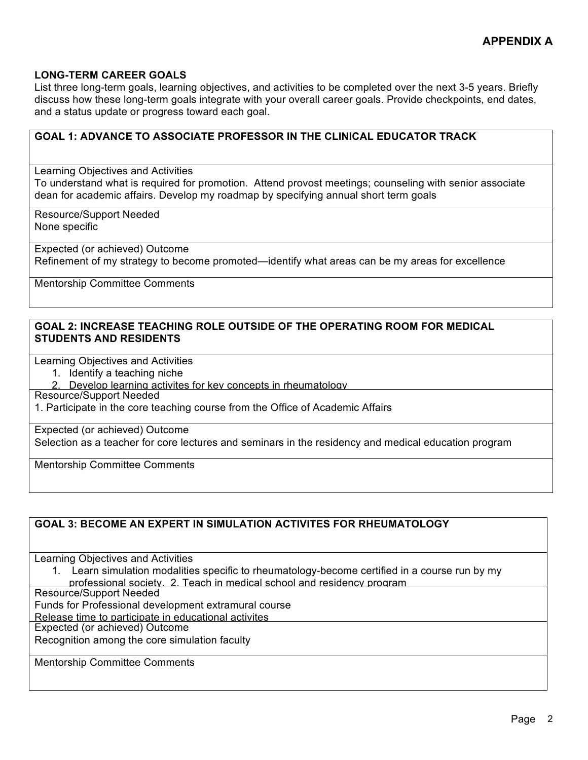# APPENDIX A

**LONG-TERM CAREER GOALS**

List three long-term goals, learning objectives, and activities to be completed over the next 3-5 years. Briefly discuss how these long-term goals integrate with your overall career goals. Provide checkpoints, end dates, and a status update or progress toward each goal.

| **GOAL 1: ADVANCE TO ASSOCIATE PROFESSOR IN THE CLINICAL EDUCATOR TRACK** |
|---|
| Learning Objectives and Activities<br>To understand what is required for promotion. Attend provost meetings; counseling with senior associate dean for academic affairs. Develop my roadmap by specifying annual short term goals |
| Resource/Support Needed<br>None specific |
| Expected (or achieved) Outcome<br>Refinement of my strategy to become promoted—identify what areas can be my areas for excellence |
| Mentorship Committee Comments |

| **GOAL 2: INCREASE TEACHING ROLE OUTSIDE OF THE OPERATING ROOM FOR MEDICAL STUDENTS AND RESIDENTS** |
|---|
| Learning Objectives and Activities<br>1. Identify a teaching niche<br>2. Develop learning activites for key concepts in rheumatology |
| Resource/Support Needed<br>1. Participate in the core teaching course from the Office of Academic Affairs |
| Expected (or achieved) Outcome<br>Selection as a teacher for core lectures and seminars in the residency and medical education program |
| Mentorship Committee Comments |

| **GOAL 3: BECOME AN EXPERT IN SIMULATION ACTIVITES FOR RHEUMATOLOGY** |
|---|
| Learning Objectives and Activities<br>1. Learn simulation modalities specific to rheumatology-become certified in a course run by my professional society. 2. Teach in medical school and residency program |
| Resource/Support Needed<br>Funds for Professional development extramural course<br>Release time to participate in educational activites |
| Expected (or achieved) Outcome<br>Recognition among the core simulation faculty |
| Mentorship Committee Comments |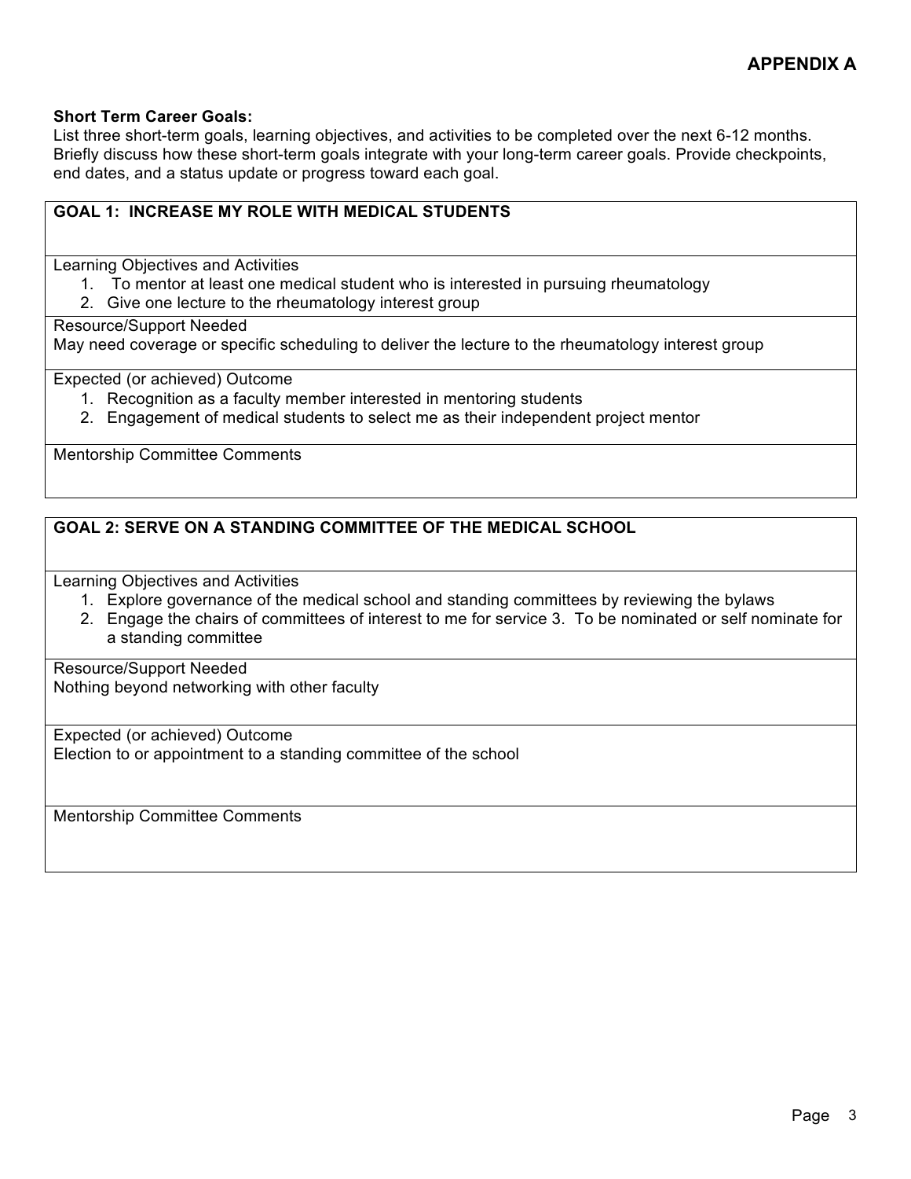## APPENDIX A

**Short Term Career Goals:**
List three short-term goals, learning objectives, and activities to be completed over the next 6-12 months. Briefly discuss how these short-term goals integrate with your long-term career goals. Provide checkpoints, end dates, and a status update or progress toward each goal.

| **GOAL 1: INCREASE MY ROLE WITH MEDICAL STUDENTS** |
|---|
| Learning Objectives and Activities<br>1. To mentor at least one medical student who is interested in pursuing rheumatology<br>2. Give one lecture to the rheumatology interest group |
| Resource/Support Needed<br>May need coverage or specific scheduling to deliver the lecture to the rheumatology interest group |
| Expected (or achieved) Outcome<br>1. Recognition as a faculty member interested in mentoring students<br>2. Engagement of medical students to select me as their independent project mentor |
| Mentorship Committee Comments |

| **GOAL 2: SERVE ON A STANDING COMMITTEE OF THE MEDICAL SCHOOL** |
|---|
| Learning Objectives and Activities<br>1. Explore governance of the medical school and standing committees by reviewing the bylaws<br>2. Engage the chairs of committees of interest to me for service 3. To be nominated or self nominate for a standing committee |
| Resource/Support Needed<br>Nothing beyond networking with other faculty |
| Expected (or achieved) Outcome<br>Election to or appointment to a standing committee of the school |
| Mentorship Committee Comments |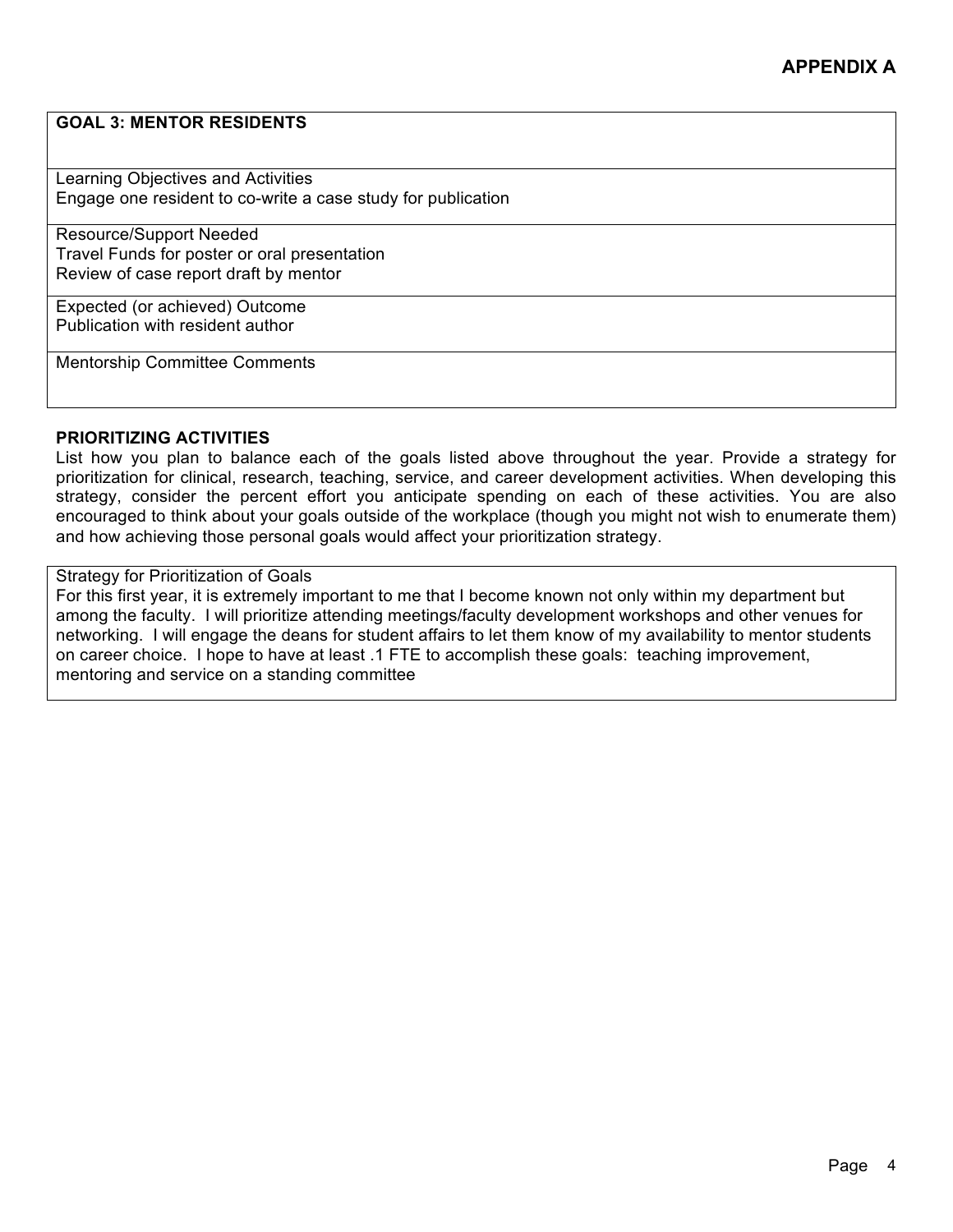## APPENDIX A

| **GOAL 3: MENTOR RESIDENTS** |
| --- |
| Learning Objectives and Activities<br>Engage one resident to co-write a case study for publication |
| Resource/Support Needed<br>Travel Funds for poster or oral presentation<br>Review of case report draft by mentor |
| Expected (or achieved) Outcome<br>Publication with resident author |
| Mentorship Committee Comments |

**PRIORITIZING ACTIVITIES**

List how you plan to balance each of the goals listed above throughout the year. Provide a strategy for prioritization for clinical, research, teaching, service, and career development activities. When developing this strategy, consider the percent effort you anticipate spending on each of these activities. You are also encouraged to think about your goals outside of the workplace (though you might not wish to enumerate them) and how achieving those personal goals would affect your prioritization strategy.

| Strategy for Prioritization of Goals |
| --- |
| For this first year, it is extremely important to me that I become known not only within my department but among the faculty. I will prioritize attending meetings/faculty development workshops and other venues for networking. I will engage the deans for student affairs to let them know of my availability to mentor students on career choice. I hope to have at least .1 FTE to accomplish these goals: teaching improvement, mentoring and service on a standing committee |